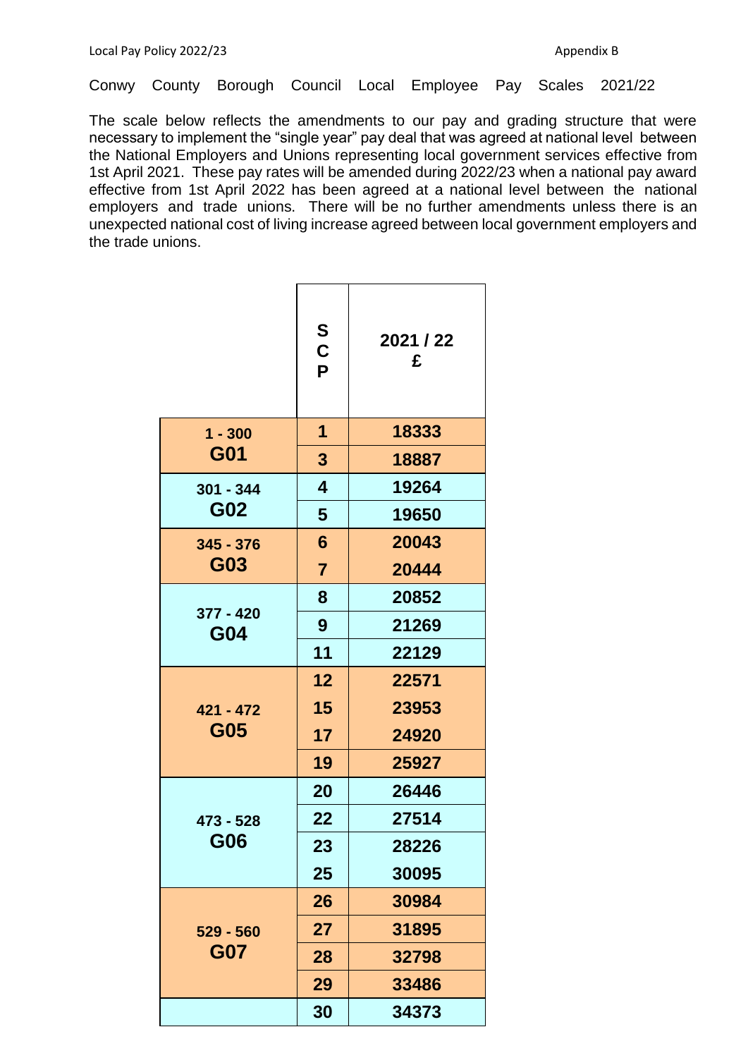Conwy County Borough Council Local Employee Pay Scales 2021/22

The scale below reflects the amendments to our pay and grading structure that were necessary to implement the "single year" pay deal that was agreed at national level between the National Employers and Unions representing local government services effective from 1st April 2021. These pay rates will be amended during 2022/23 when a national pay award effective from 1st April 2022 has been agreed at a national level between the national employers and trade unions. There will be no further amendments unless there is an unexpected national cost of living increase agreed between local government employers and the trade unions.

| | SCP | 2021 / 22 £ |
|---|---|---|
| 1 - 300 G01 | 1 | 18333 |
| | 3 | 18887 |
| 301 - 344 G02 | 4 | 19264 |
| | 5 | 19650 |
| 345 - 376 G03 | 6 | 20043 |
| | 7 | 20444 |
| 377 - 420 G04 | 8 | 20852 |
| | 9 | 21269 |
| | 11 | 22129 |
| 421 - 472 G05 | 12 | 22571 |
| | 15 | 23953 |
| | 17 | 24920 |
| | 19 | 25927 |
| 473 - 528 G06 | 20 | 26446 |
| | 22 | 27514 |
| | 23 | 28226 |
| | 25 | 30095 |
| 529 - 560 G07 | 26 | 30984 |
| | 27 | 31895 |
| | 28 | 32798 |
| | 29 | 33486 |
| | 30 | 34373 |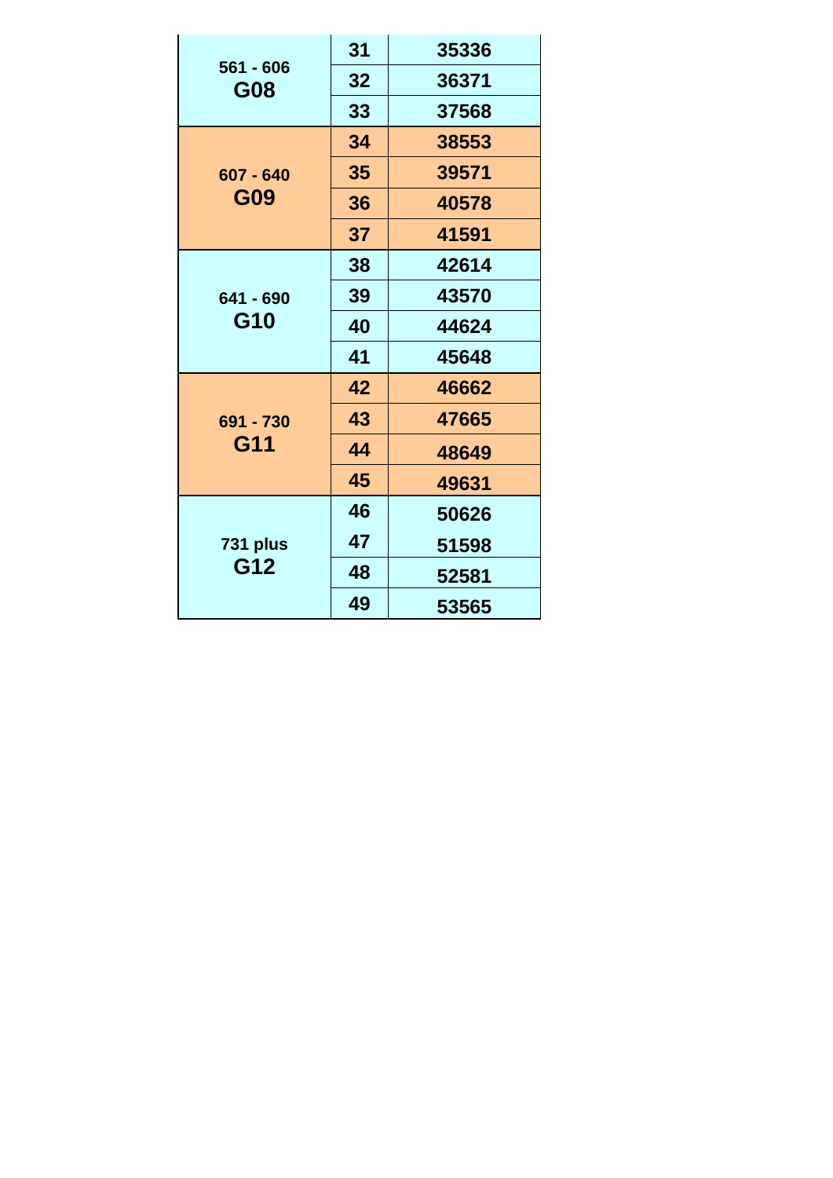| | | |
|---|---|---|
| 561 - 606 G08 | 31 | 35336 |
| | 32 | 36371 |
| | 33 | 37568 |
| 607 - 640 G09 | 34 | 38553 |
| | 35 | 39571 |
| | 36 | 40578 |
| | 37 | 41591 |
| 641 - 690 G10 | 38 | 42614 |
| | 39 | 43570 |
| | 40 | 44624 |
| | 41 | 45648 |
| 691 - 730 G11 | 42 | 46662 |
| | 43 | 47665 |
| | 44 | 48649 |
| | 45 | 49631 |
| 731 plus G12 | 46 | 50626 |
| | 47 | 51598 |
| | 48 | 52581 |
| | 49 | 53565 |